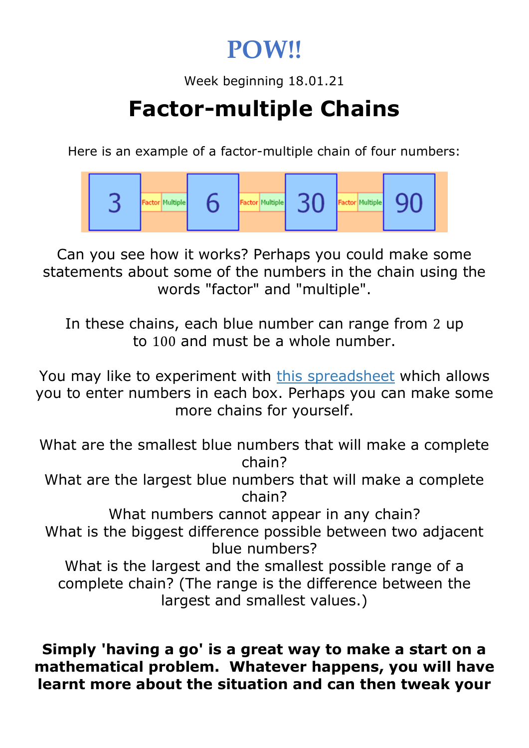# POW!!

Week beginning 18.01.21

## Factor-multiple Chains

Here is an example of a factor-multiple chain of four numbers:

3 Factor Multiple 6 Factor Multiple 30 Factor Multiple 90

Can you see how it works? Perhaps you could make some statements about some of the numbers in the chain using the words "factor" and "multiple".

In these chains, each blue number can range from $2$ up to $100$ and must be a whole number.

You may like to experiment with [this spreadsheet] which allows you to enter numbers in each box. Perhaps you can make some more chains for yourself.

What are the smallest blue numbers that will make a complete chain?
What are the largest blue numbers that will make a complete chain?
What numbers cannot appear in any chain?
What is the biggest difference possible between two adjacent blue numbers?
What is the largest and the smallest possible range of a complete chain? (The range is the difference between the largest and smallest values.)

**Simply 'having a go' is a great way to make a start on a mathematical problem. Whatever happens, you will have learnt more about the situation and can then tweak your**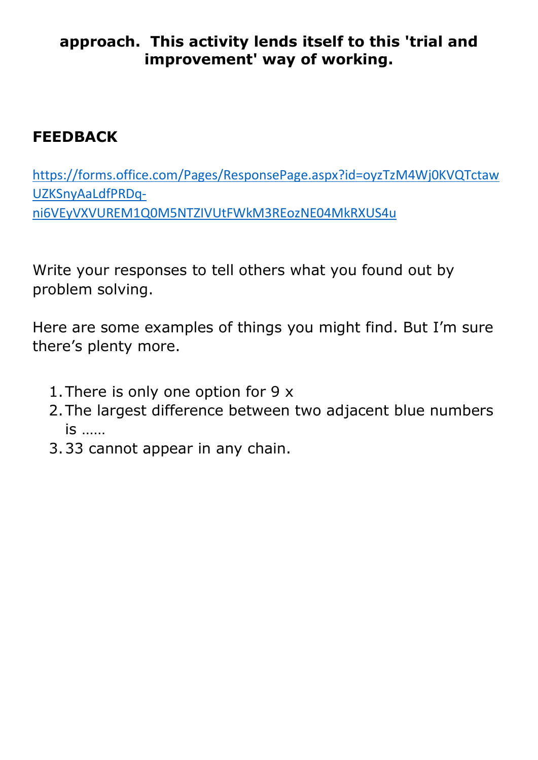**approach. This activity lends itself to this 'trial and improvement' way of working.**

**FEEDBACK**

https://forms.office.com/Pages/ResponsePage.aspx?id=oyzTzM4Wj0KVQTctawUZKSnyAaLdfPRDq-ni6VEyVXVUREM1Q0M5NTZIVUtFWkM3REozNE04MkRXUS4u

Write your responses to tell others what you found out by problem solving.

Here are some examples of things you might find. But I'm sure there's plenty more.

1. There is only one option for 9 x
2. The largest difference between two adjacent blue numbers is ……
3. 33 cannot appear in any chain.